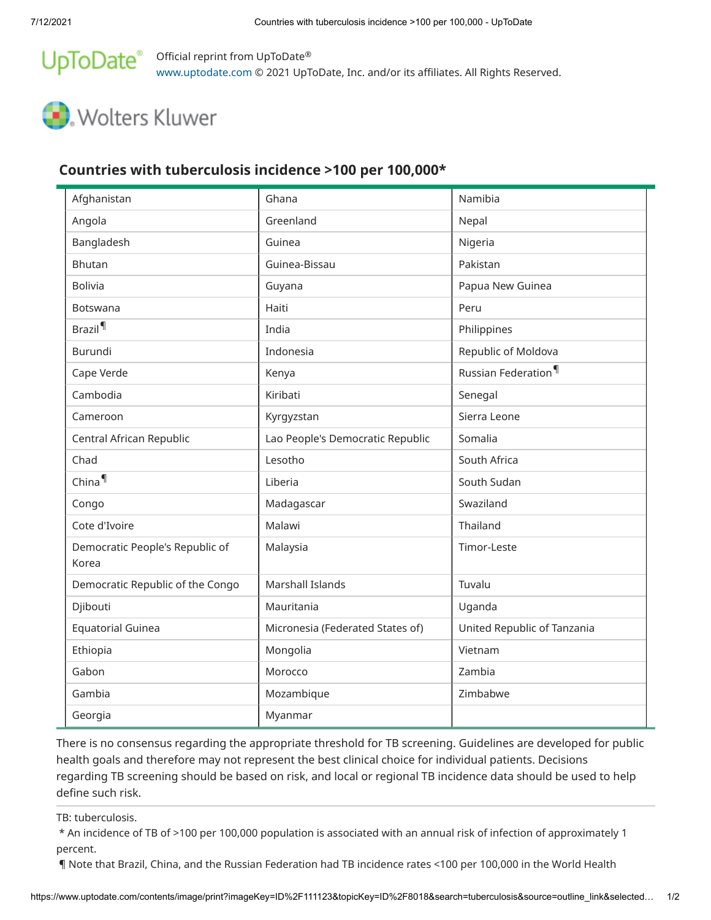Official reprint from UpToDate®
www.uptodate.com © 2021 UpToDate, Inc. and/or its affiliates. All Rights Reserved.

Wolters Kluwer

## Countries with tuberculosis incidence >100 per 100,000*

| | | |
|---|---|---|
| Afghanistan | Ghana | Namibia |
| Angola | Greenland | Nepal |
| Bangladesh | Guinea | Nigeria |
| Bhutan | Guinea-Bissau | Pakistan |
| Bolivia | Guyana | Papua New Guinea |
| Botswana | Haiti | Peru |
| Brazil¶ | India | Philippines |
| Burundi | Indonesia | Republic of Moldova |
| Cape Verde | Kenya | Russian Federation¶ |
| Cambodia | Kiribati | Senegal |
| Cameroon | Kyrgyzstan | Sierra Leone |
| Central African Republic | Lao People's Democratic Republic | Somalia |
| Chad | Lesotho | South Africa |
| China¶ | Liberia | South Sudan |
| Congo | Madagascar | Swaziland |
| Cote d'Ivoire | Malawi | Thailand |
| Democratic People's Republic of Korea | Malaysia | Timor-Leste |
| Democratic Republic of the Congo | Marshall Islands | Tuvalu |
| Djibouti | Mauritania | Uganda |
| Equatorial Guinea | Micronesia (Federated States of) | United Republic of Tanzania |
| Ethiopia | Mongolia | Vietnam |
| Gabon | Morocco | Zambia |
| Gambia | Mozambique | Zimbabwe |
| Georgia | Myanmar | |

There is no consensus regarding the appropriate threshold for TB screening. Guidelines are developed for public health goals and therefore may not represent the best clinical choice for individual patients. Decisions regarding TB screening should be based on risk, and local or regional TB incidence data should be used to help define such risk.

TB: tuberculosis.

* An incidence of TB of >100 per 100,000 population is associated with an annual risk of infection of approximately 1 percent.

¶ Note that Brazil, China, and the Russian Federation had TB incidence rates <100 per 100,000 in the World Health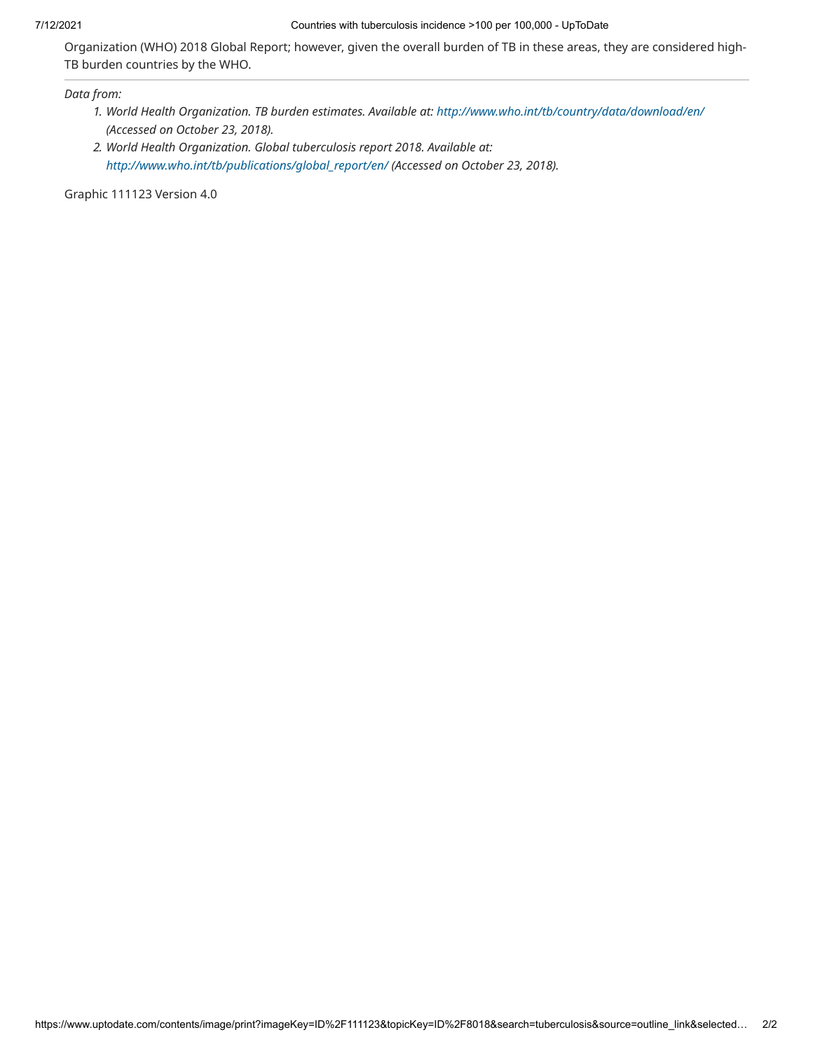Organization (WHO) 2018 Global Report; however, given the overall burden of TB in these areas, they are considered high-TB burden countries by the WHO.

---

*Data from:*

1. *World Health Organization. TB burden estimates. Available at: http://www.who.int/tb/country/data/download/en/ (Accessed on October 23, 2018).*
2. *World Health Organization. Global tuberculosis report 2018. Available at: http://www.who.int/tb/publications/global_report/en/ (Accessed on October 23, 2018).*

Graphic 111123 Version 4.0